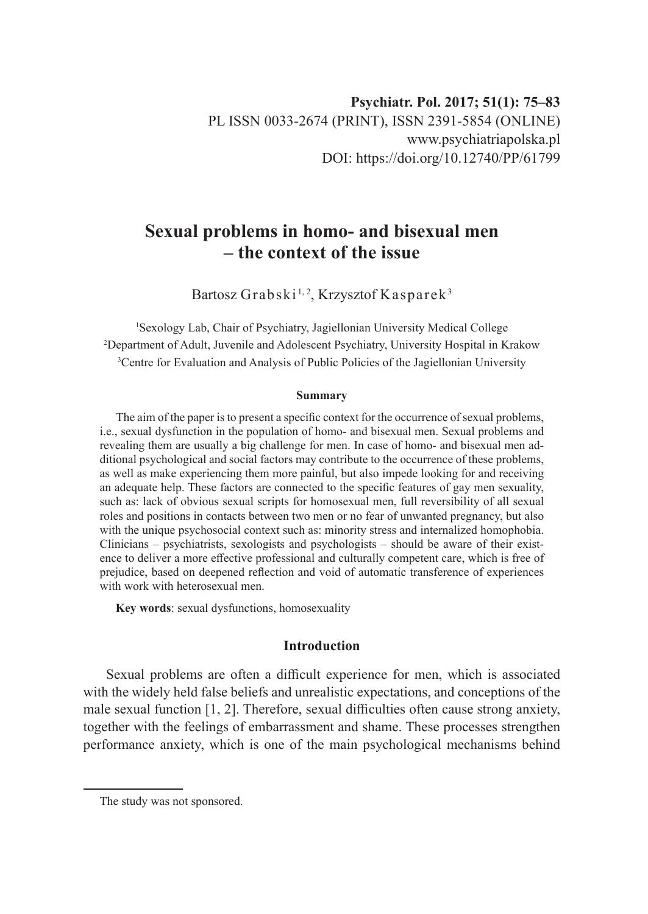Psychiatr. Pol. 2017; 51(1): 75–83
PL ISSN 0033-2674 (PRINT), ISSN 2391-5854 (ONLINE)
www.psychiatriapolska.pl
DOI: https://doi.org/10.12740/PP/61799

# Sexual problems in homo- and bisexual men – the context of the issue

Bartosz Grabski[1,2], Krzysztof Kasparek[3]

[1]Sexology Lab, Chair of Psychiatry, Jagiellonian University Medical College
[2]Department of Adult, Juvenile and Adolescent Psychiatry, University Hospital in Krakow
[3]Centre for Evaluation and Analysis of Public Policies of the Jagiellonian University

### Summary

The aim of the paper is to present a specific context for the occurrence of sexual problems, i.e., sexual dysfunction in the population of homo- and bisexual men. Sexual problems and revealing them are usually a big challenge for men. In case of homo- and bisexual men additional psychological and social factors may contribute to the occurrence of these problems, as well as make experiencing them more painful, but also impede looking for and receiving an adequate help. These factors are connected to the specific features of gay men sexuality, such as: lack of obvious sexual scripts for homosexual men, full reversibility of all sexual roles and positions in contacts between two men or no fear of unwanted pregnancy, but also with the unique psychosocial context such as: minority stress and internalized homophobia. Clinicians – psychiatrists, sexologists and psychologists – should be aware of their existence to deliver a more effective professional and culturally competent care, which is free of prejudice, based on deepened reflection and void of automatic transference of experiences with work with heterosexual men.

**Key words**: sexual dysfunctions, homosexuality

## Introduction

Sexual problems are often a difficult experience for men, which is associated with the widely held false beliefs and unrealistic expectations, and conceptions of the male sexual function [1, 2]. Therefore, sexual difficulties often cause strong anxiety, together with the feelings of embarrassment and shame. These processes strengthen performance anxiety, which is one of the main psychological mechanisms behind

The study was not sponsored.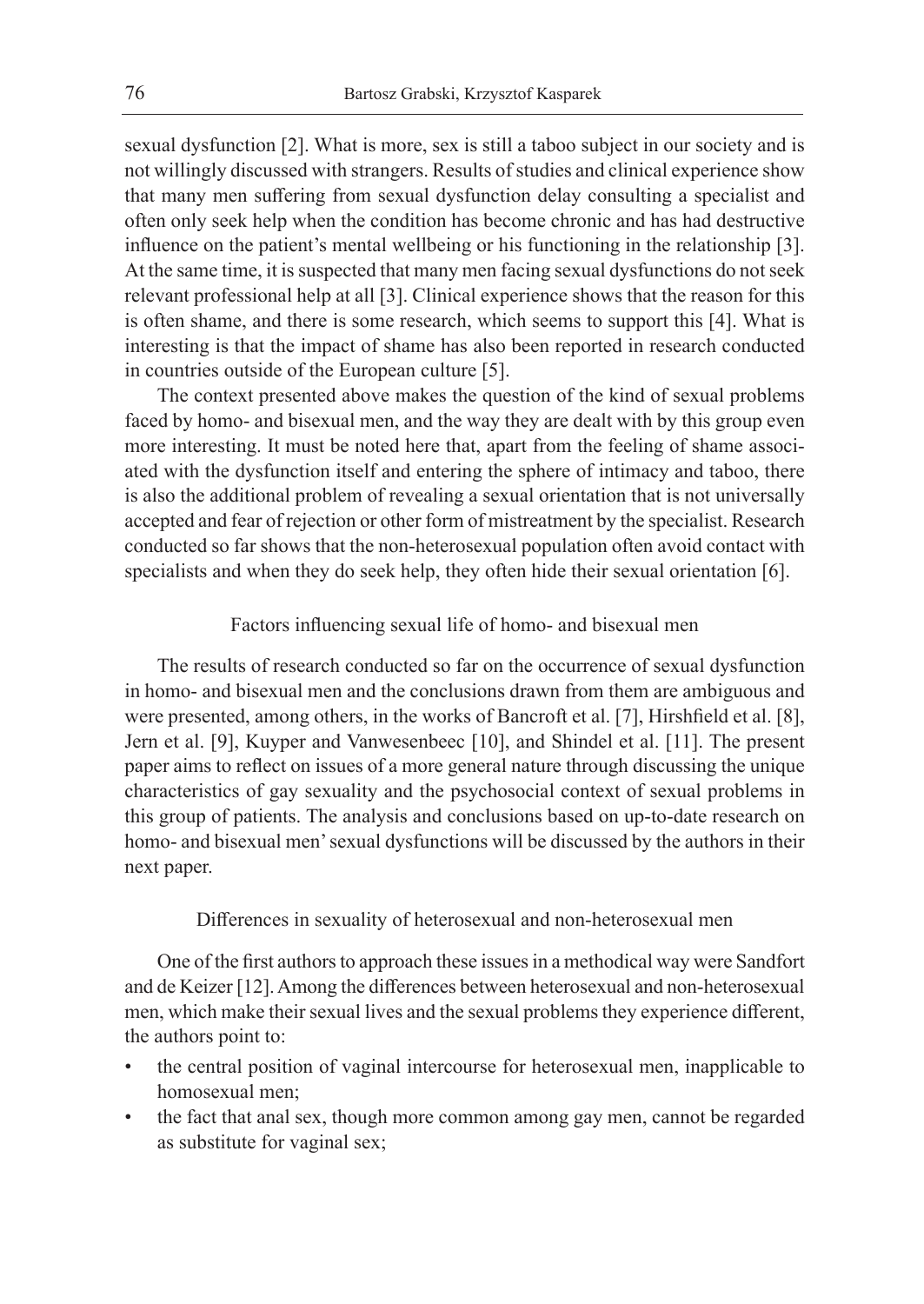sexual dysfunction [2]. What is more, sex is still a taboo subject in our society and is not willingly discussed with strangers. Results of studies and clinical experience show that many men suffering from sexual dysfunction delay consulting a specialist and often only seek help when the condition has become chronic and has had destructive influence on the patient's mental wellbeing or his functioning in the relationship [3]. At the same time, it is suspected that many men facing sexual dysfunctions do not seek relevant professional help at all [3]. Clinical experience shows that the reason for this is often shame, and there is some research, which seems to support this [4]. What is interesting is that the impact of shame has also been reported in research conducted in countries outside of the European culture [5].

The context presented above makes the question of the kind of sexual problems faced by homo- and bisexual men, and the way they are dealt with by this group even more interesting. It must be noted here that, apart from the feeling of shame associated with the dysfunction itself and entering the sphere of intimacy and taboo, there is also the additional problem of revealing a sexual orientation that is not universally accepted and fear of rejection or other form of mistreatment by the specialist. Research conducted so far shows that the non-heterosexual population often avoid contact with specialists and when they do seek help, they often hide their sexual orientation [6].

## Factors influencing sexual life of homo- and bisexual men

The results of research conducted so far on the occurrence of sexual dysfunction in homo- and bisexual men and the conclusions drawn from them are ambiguous and were presented, among others, in the works of Bancroft et al. [7], Hirshfield et al. [8], Jern et al. [9], Kuyper and Vanwesenbeec [10], and Shindel et al. [11]. The present paper aims to reflect on issues of a more general nature through discussing the unique characteristics of gay sexuality and the psychosocial context of sexual problems in this group of patients. The analysis and conclusions based on up-to-date research on homo- and bisexual men' sexual dysfunctions will be discussed by the authors in their next paper.

## Differences in sexuality of heterosexual and non-heterosexual men

One of the first authors to approach these issues in a methodical way were Sandfort and de Keizer [12]. Among the differences between heterosexual and non-heterosexual men, which make their sexual lives and the sexual problems they experience different, the authors point to:

- the central position of vaginal intercourse for heterosexual men, inapplicable to homosexual men;
- the fact that anal sex, though more common among gay men, cannot be regarded as substitute for vaginal sex;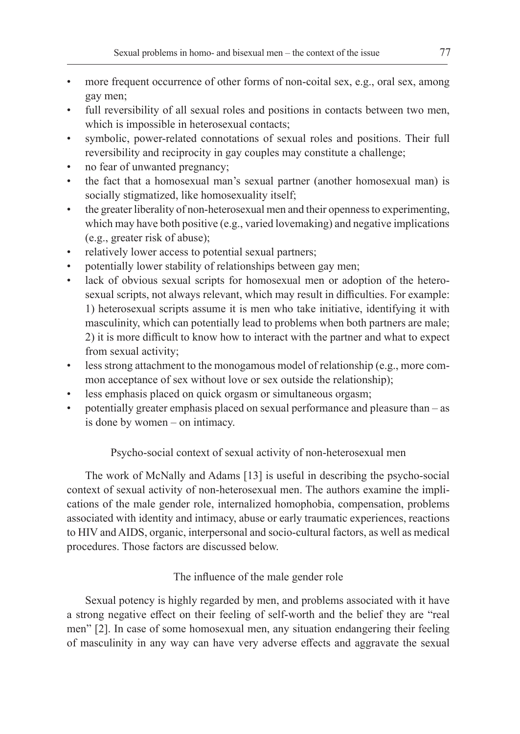- more frequent occurrence of other forms of non-coital sex, e.g., oral sex, among gay men;
- full reversibility of all sexual roles and positions in contacts between two men, which is impossible in heterosexual contacts;
- symbolic, power-related connotations of sexual roles and positions. Their full reversibility and reciprocity in gay couples may constitute a challenge;
- no fear of unwanted pregnancy;
- the fact that a homosexual man's sexual partner (another homosexual man) is socially stigmatized, like homosexuality itself;
- the greater liberality of non-heterosexual men and their openness to experimenting, which may have both positive (e.g., varied lovemaking) and negative implications (e.g., greater risk of abuse);
- relatively lower access to potential sexual partners;
- potentially lower stability of relationships between gay men;
- lack of obvious sexual scripts for homosexual men or adoption of the heterosexual scripts, not always relevant, which may result in difficulties. For example: 1) heterosexual scripts assume it is men who take initiative, identifying it with masculinity, which can potentially lead to problems when both partners are male; 2) it is more difficult to know how to interact with the partner and what to expect from sexual activity;
- less strong attachment to the monogamous model of relationship (e.g., more common acceptance of sex without love or sex outside the relationship);
- less emphasis placed on quick orgasm or simultaneous orgasm;
- potentially greater emphasis placed on sexual performance and pleasure than – as is done by women – on intimacy.

## Psycho-social context of sexual activity of non-heterosexual men

The work of McNally and Adams [13] is useful in describing the psycho-social context of sexual activity of non-heterosexual men. The authors examine the implications of the male gender role, internalized homophobia, compensation, problems associated with identity and intimacy, abuse or early traumatic experiences, reactions to HIV and AIDS, organic, interpersonal and socio-cultural factors, as well as medical procedures. Those factors are discussed below.

### The influence of the male gender role

Sexual potency is highly regarded by men, and problems associated with it have a strong negative effect on their feeling of self-worth and the belief they are "real men" [2]. In case of some homosexual men, any situation endangering their feeling of masculinity in any way can have very adverse effects and aggravate the sexual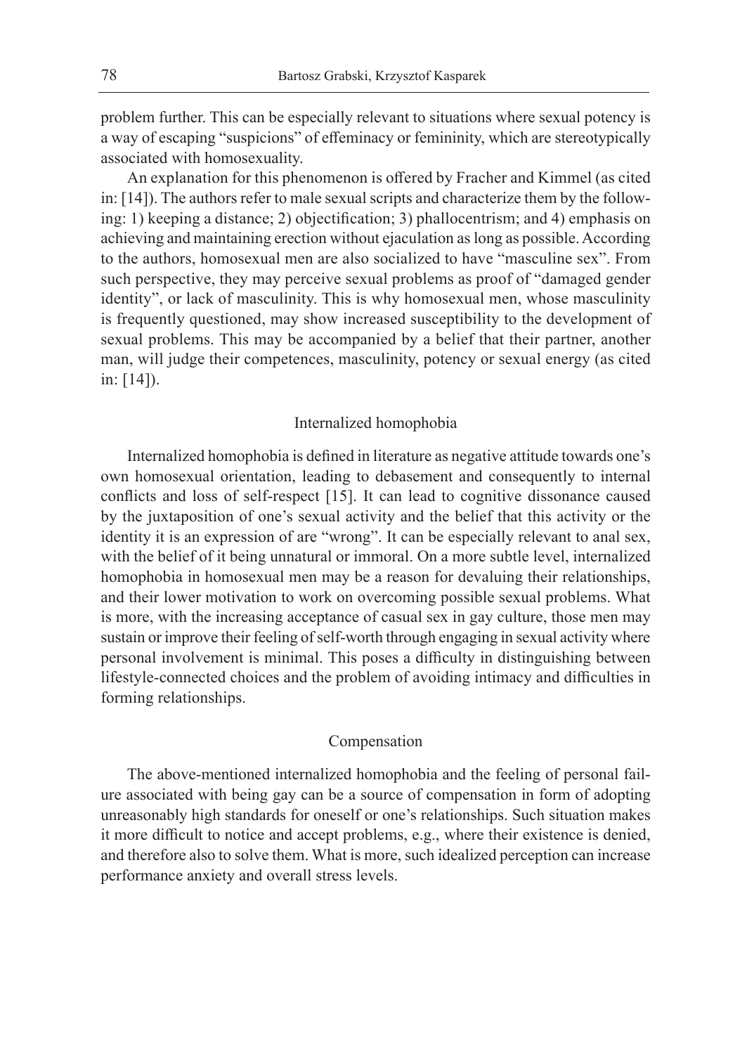problem further. This can be especially relevant to situations where sexual potency is a way of escaping "suspicions" of effeminacy or femininity, which are stereotypically associated with homosexuality.

An explanation for this phenomenon is offered by Fracher and Kimmel (as cited in: [14]). The authors refer to male sexual scripts and characterize them by the following: 1) keeping a distance; 2) objectification; 3) phallocentrism; and 4) emphasis on achieving and maintaining erection without ejaculation as long as possible. According to the authors, homosexual men are also socialized to have "masculine sex". From such perspective, they may perceive sexual problems as proof of "damaged gender identity", or lack of masculinity. This is why homosexual men, whose masculinity is frequently questioned, may show increased susceptibility to the development of sexual problems. This may be accompanied by a belief that their partner, another man, will judge their competences, masculinity, potency or sexual energy (as cited in: [14]).

## Internalized homophobia

Internalized homophobia is defined in literature as negative attitude towards one's own homosexual orientation, leading to debasement and consequently to internal conflicts and loss of self-respect [15]. It can lead to cognitive dissonance caused by the juxtaposition of one's sexual activity and the belief that this activity or the identity it is an expression of are "wrong". It can be especially relevant to anal sex, with the belief of it being unnatural or immoral. On a more subtle level, internalized homophobia in homosexual men may be a reason for devaluing their relationships, and their lower motivation to work on overcoming possible sexual problems. What is more, with the increasing acceptance of casual sex in gay culture, those men may sustain or improve their feeling of self-worth through engaging in sexual activity where personal involvement is minimal. This poses a difficulty in distinguishing between lifestyle-connected choices and the problem of avoiding intimacy and difficulties in forming relationships.

## Compensation

The above-mentioned internalized homophobia and the feeling of personal failure associated with being gay can be a source of compensation in form of adopting unreasonably high standards for oneself or one's relationships. Such situation makes it more difficult to notice and accept problems, e.g., where their existence is denied, and therefore also to solve them. What is more, such idealized perception can increase performance anxiety and overall stress levels.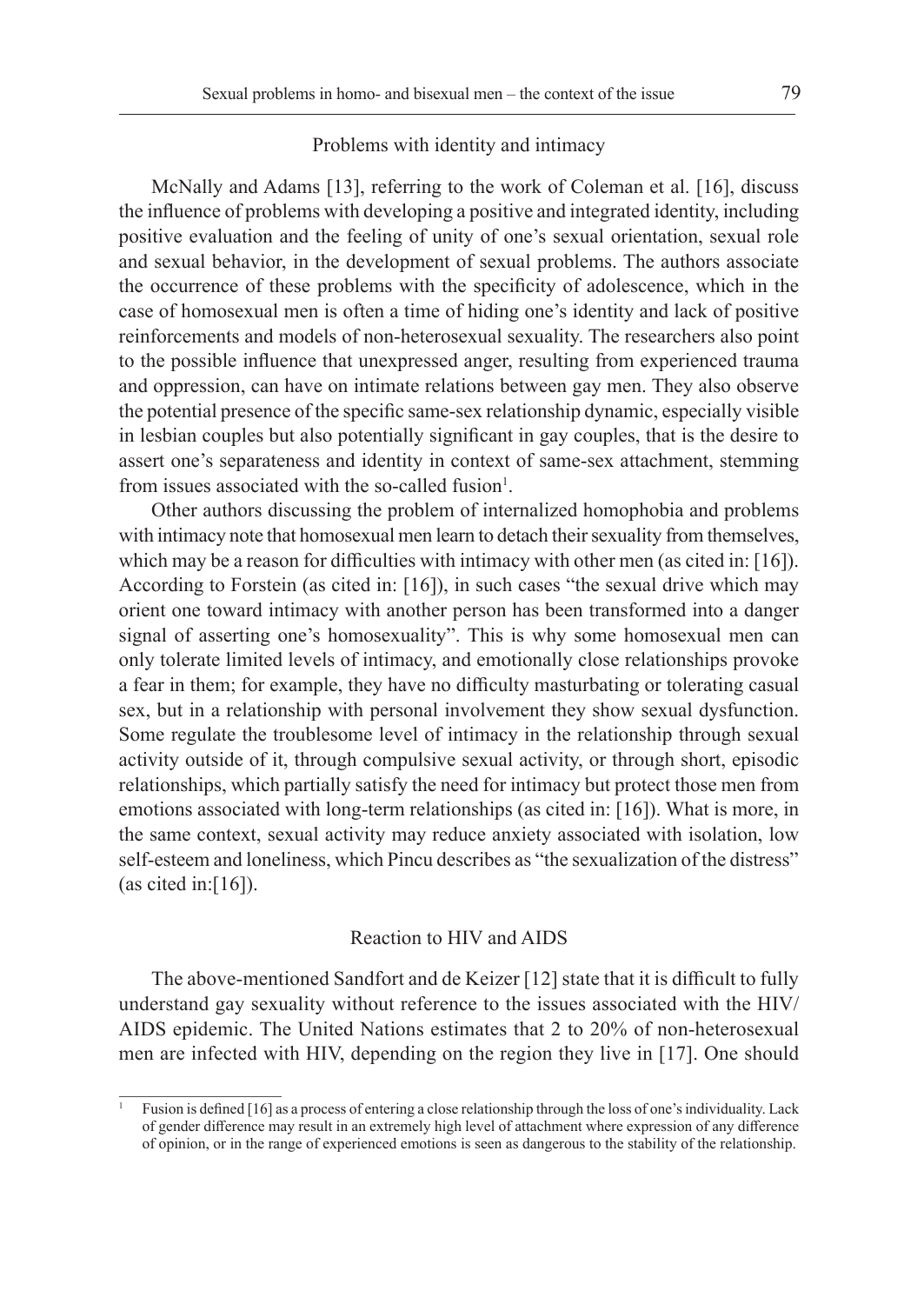## Problems with identity and intimacy

McNally and Adams [13], referring to the work of Coleman et al. [16], discuss the influence of problems with developing a positive and integrated identity, including positive evaluation and the feeling of unity of one's sexual orientation, sexual role and sexual behavior, in the development of sexual problems. The authors associate the occurrence of these problems with the specificity of adolescence, which in the case of homosexual men is often a time of hiding one's identity and lack of positive reinforcements and models of non-heterosexual sexuality. The researchers also point to the possible influence that unexpressed anger, resulting from experienced trauma and oppression, can have on intimate relations between gay men. They also observe the potential presence of the specific same-sex relationship dynamic, especially visible in lesbian couples but also potentially significant in gay couples, that is the desire to assert one's separateness and identity in context of same-sex attachment, stemming from issues associated with the so-called fusion[1].

Other authors discussing the problem of internalized homophobia and problems with intimacy note that homosexual men learn to detach their sexuality from themselves, which may be a reason for difficulties with intimacy with other men (as cited in: [16]). According to Forstein (as cited in: [16]), in such cases "the sexual drive which may orient one toward intimacy with another person has been transformed into a danger signal of asserting one's homosexuality". This is why some homosexual men can only tolerate limited levels of intimacy, and emotionally close relationships provoke a fear in them; for example, they have no difficulty masturbating or tolerating casual sex, but in a relationship with personal involvement they show sexual dysfunction. Some regulate the troublesome level of intimacy in the relationship through sexual activity outside of it, through compulsive sexual activity, or through short, episodic relationships, which partially satisfy the need for intimacy but protect those men from emotions associated with long-term relationships (as cited in: [16]). What is more, in the same context, sexual activity may reduce anxiety associated with isolation, low self-esteem and loneliness, which Pincu describes as "the sexualization of the distress" (as cited in:[16]).

## Reaction to HIV and AIDS

The above-mentioned Sandfort and de Keizer [12] state that it is difficult to fully understand gay sexuality without reference to the issues associated with the HIV/AIDS epidemic. The United Nations estimates that 2 to 20% of non-heterosexual men are infected with HIV, depending on the region they live in [17]. One should

---

[1] Fusion is defined [16] as a process of entering a close relationship through the loss of one's individuality. Lack of gender difference may result in an extremely high level of attachment where expression of any difference of opinion, or in the range of experienced emotions is seen as dangerous to the stability of the relationship.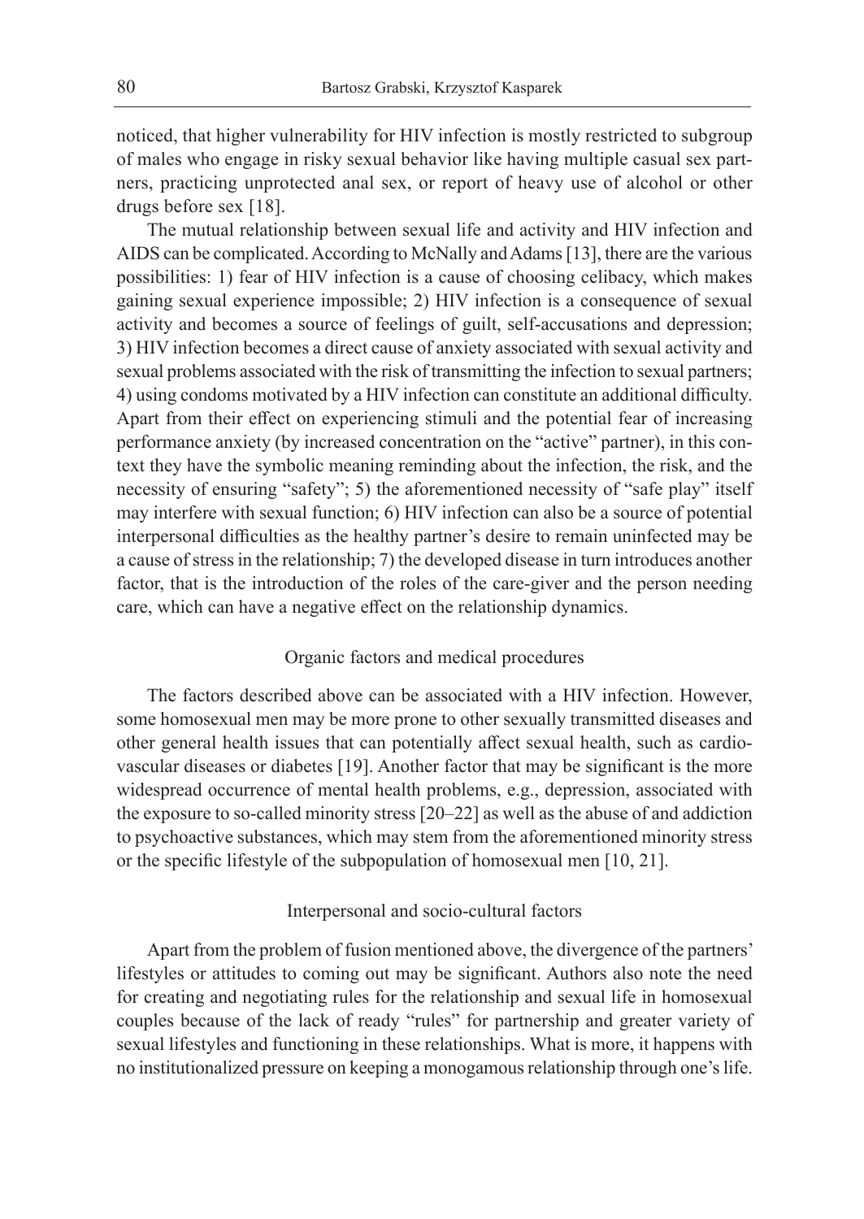noticed, that higher vulnerability for HIV infection is mostly restricted to subgroup of males who engage in risky sexual behavior like having multiple casual sex partners, practicing unprotected anal sex, or report of heavy use of alcohol or other drugs before sex [18].

The mutual relationship between sexual life and activity and HIV infection and AIDS can be complicated. According to McNally and Adams [13], there are the various possibilities: 1) fear of HIV infection is a cause of choosing celibacy, which makes gaining sexual experience impossible; 2) HIV infection is a consequence of sexual activity and becomes a source of feelings of guilt, self-accusations and depression; 3) HIV infection becomes a direct cause of anxiety associated with sexual activity and sexual problems associated with the risk of transmitting the infection to sexual partners; 4) using condoms motivated by a HIV infection can constitute an additional difficulty. Apart from their effect on experiencing stimuli and the potential fear of increasing performance anxiety (by increased concentration on the "active" partner), in this context they have the symbolic meaning reminding about the infection, the risk, and the necessity of ensuring "safety"; 5) the aforementioned necessity of "safe play" itself may interfere with sexual function; 6) HIV infection can also be a source of potential interpersonal difficulties as the healthy partner's desire to remain uninfected may be a cause of stress in the relationship; 7) the developed disease in turn introduces another factor, that is the introduction of the roles of the care-giver and the person needing care, which can have a negative effect on the relationship dynamics.

### Organic factors and medical procedures

The factors described above can be associated with a HIV infection. However, some homosexual men may be more prone to other sexually transmitted diseases and other general health issues that can potentially affect sexual health, such as cardiovascular diseases or diabetes [19]. Another factor that may be significant is the more widespread occurrence of mental health problems, e.g., depression, associated with the exposure to so-called minority stress [20–22] as well as the abuse of and addiction to psychoactive substances, which may stem from the aforementioned minority stress or the specific lifestyle of the subpopulation of homosexual men [10, 21].

### Interpersonal and socio-cultural factors

Apart from the problem of fusion mentioned above, the divergence of the partners' lifestyles or attitudes to coming out may be significant. Authors also note the need for creating and negotiating rules for the relationship and sexual life in homosexual couples because of the lack of ready "rules" for partnership and greater variety of sexual lifestyles and functioning in these relationships. What is more, it happens with no institutionalized pressure on keeping a monogamous relationship through one's life.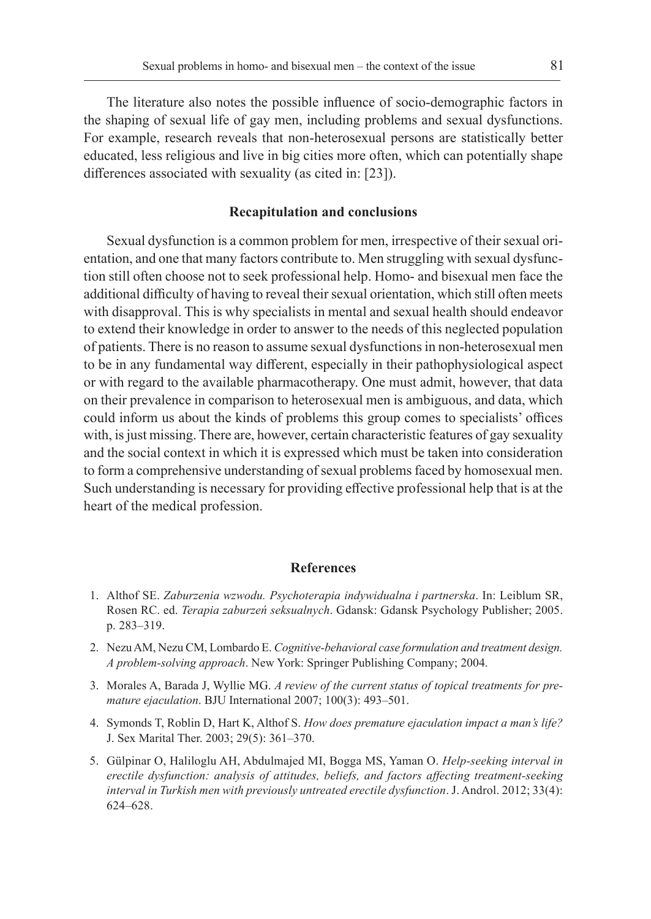The literature also notes the possible influence of socio-demographic factors in the shaping of sexual life of gay men, including problems and sexual dysfunctions. For example, research reveals that non-heterosexual persons are statistically better educated, less religious and live in big cities more often, which can potentially shape differences associated with sexuality (as cited in: [23]).

## Recapitulation and conclusions

Sexual dysfunction is a common problem for men, irrespective of their sexual orientation, and one that many factors contribute to. Men struggling with sexual dysfunction still often choose not to seek professional help. Homo- and bisexual men face the additional difficulty of having to reveal their sexual orientation, which still often meets with disapproval. This is why specialists in mental and sexual health should endeavor to extend their knowledge in order to answer to the needs of this neglected population of patients. There is no reason to assume sexual dysfunctions in non-heterosexual men to be in any fundamental way different, especially in their pathophysiological aspect or with regard to the available pharmacotherapy. One must admit, however, that data on their prevalence in comparison to heterosexual men is ambiguous, and data, which could inform us about the kinds of problems this group comes to specialists' offices with, is just missing. There are, however, certain characteristic features of gay sexuality and the social context in which it is expressed which must be taken into consideration to form a comprehensive understanding of sexual problems faced by homosexual men. Such understanding is necessary for providing effective professional help that is at the heart of the medical profession.

## References

1. Althof SE. *Zaburzenia wzwodu. Psychoterapia indywidualna i partnerska*. In: Leiblum SR, Rosen RC. ed. *Terapia zaburzeń seksualnych*. Gdansk: Gdansk Psychology Publisher; 2005. p. 283–319.
2. Nezu AM, Nezu CM, Lombardo E. *Cognitive-behavioral case formulation and treatment design. A problem-solving approach*. New York: Springer Publishing Company; 2004.
3. Morales A, Barada J, Wyllie MG. *A review of the current status of topical treatments for premature ejaculation*. BJU International 2007; 100(3): 493–501.
4. Symonds T, Roblin D, Hart K, Althof S. *How does premature ejaculation impact a man's life?* J. Sex Marital Ther. 2003; 29(5): 361–370.
5. Gülpinar O, Haliloglu AH, Abdulmajed MI, Bogga MS, Yaman O. *Help-seeking interval in erectile dysfunction: analysis of attitudes, beliefs, and factors affecting treatment-seeking interval in Turkish men with previously untreated erectile dysfunction*. J. Androl. 2012; 33(4): 624–628.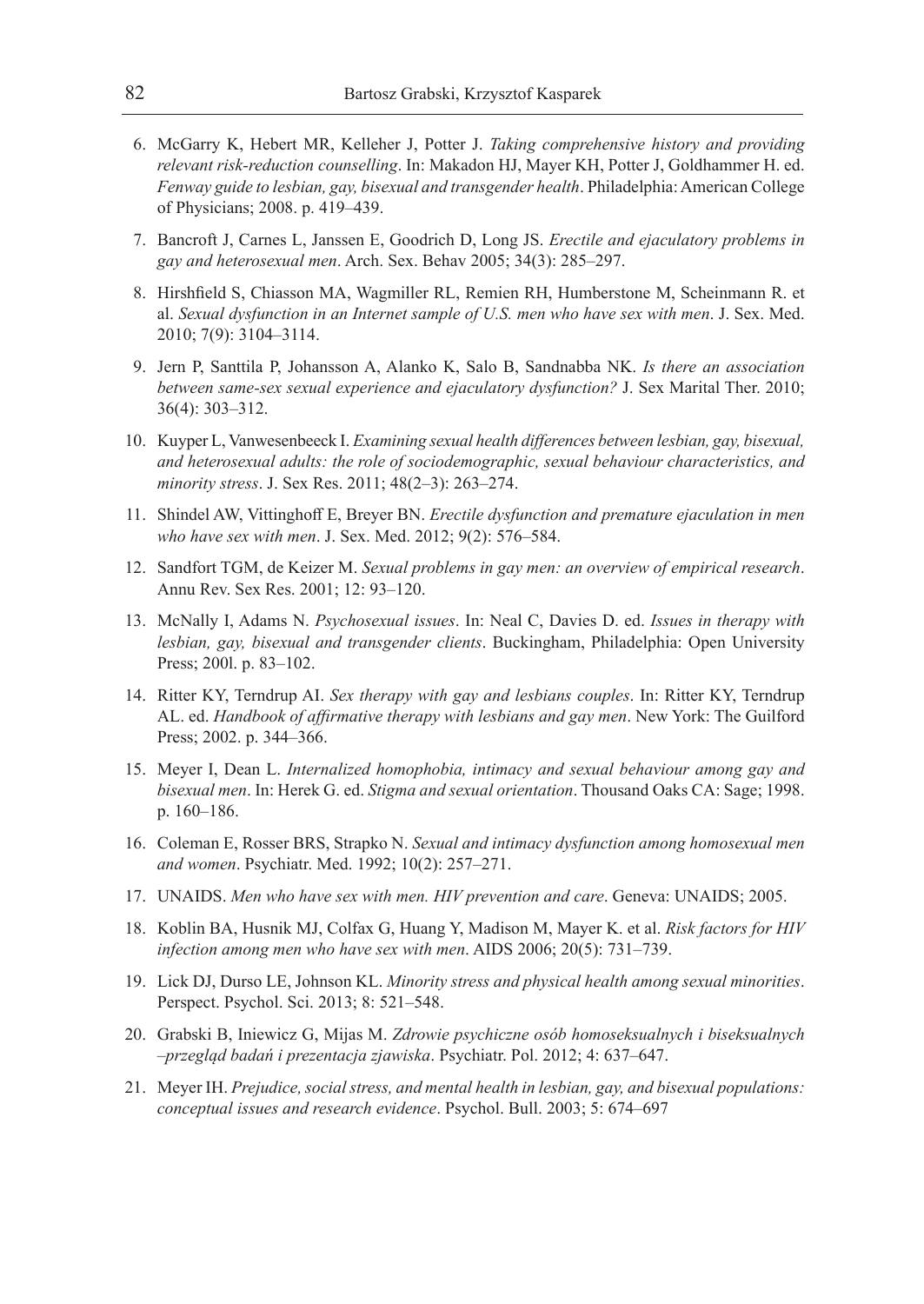6. McGarry K, Hebert MR, Kelleher J, Potter J. *Taking comprehensive history and providing relevant risk-reduction counselling*. In: Makadon HJ, Mayer KH, Potter J, Goldhammer H. ed. *Fenway guide to lesbian, gay, bisexual and transgender health*. Philadelphia: American College of Physicians; 2008. p. 419–439.

7. Bancroft J, Carnes L, Janssen E, Goodrich D, Long JS. *Erectile and ejaculatory problems in gay and heterosexual men*. Arch. Sex. Behav 2005; 34(3): 285–297.

8. Hirshfield S, Chiasson MA, Wagmiller RL, Remien RH, Humberstone M, Scheinmann R. et al. *Sexual dysfunction in an Internet sample of U.S. men who have sex with men*. J. Sex. Med. 2010; 7(9): 3104–3114.

9. Jern P, Santtila P, Johansson A, Alanko K, Salo B, Sandnabba NK. *Is there an association between same-sex sexual experience and ejaculatory dysfunction?* J. Sex Marital Ther. 2010; 36(4): 303–312.

10. Kuyper L, Vanwesenbeeck I. *Examining sexual health differences between lesbian, gay, bisexual, and heterosexual adults: the role of sociodemographic, sexual behaviour characteristics, and minority stress*. J. Sex Res. 2011; 48(2–3): 263–274.

11. Shindel AW, Vittinghoff E, Breyer BN. *Erectile dysfunction and premature ejaculation in men who have sex with men*. J. Sex. Med. 2012; 9(2): 576–584.

12. Sandfort TGM, de Keizer M. *Sexual problems in gay men: an overview of empirical research*. Annu Rev. Sex Res. 2001; 12: 93–120.

13. McNally I, Adams N. *Psychosexual issues*. In: Neal C, Davies D. ed. *Issues in therapy with lesbian, gay, bisexual and transgender clients*. Buckingham, Philadelphia: Open University Press; 200l. p. 83–102.

14. Ritter KY, Terndrup AI. *Sex therapy with gay and lesbians couples*. In: Ritter KY, Terndrup AL. ed. *Handbook of affirmative therapy with lesbians and gay men*. New York: The Guilford Press; 2002. p. 344–366.

15. Meyer I, Dean L. *Internalized homophobia, intimacy and sexual behaviour among gay and bisexual men*. In: Herek G. ed. *Stigma and sexual orientation*. Thousand Oaks CA: Sage; 1998. p. 160–186.

16. Coleman E, Rosser BRS, Strapko N. *Sexual and intimacy dysfunction among homosexual men and women*. Psychiatr. Med. 1992; 10(2): 257–271.

17. UNAIDS. *Men who have sex with men. HIV prevention and care*. Geneva: UNAIDS; 2005.

18. Koblin BA, Husnik MJ, Colfax G, Huang Y, Madison M, Mayer K. et al. *Risk factors for HIV infection among men who have sex with men*. AIDS 2006; 20(5): 731–739.

19. Lick DJ, Durso LE, Johnson KL. *Minority stress and physical health among sexual minorities*. Perspect. Psychol. Sci. 2013; 8: 521–548.

20. Grabski B, Iniewicz G, Mijas M. *Zdrowie psychiczne osób homoseksualnych i biseksualnych –przegląd badań i prezentacja zjawiska*. Psychiatr. Pol. 2012; 4: 637–647.

21. Meyer IH. *Prejudice, social stress, and mental health in lesbian, gay, and bisexual populations: conceptual issues and research evidence*. Psychol. Bull. 2003; 5: 674–697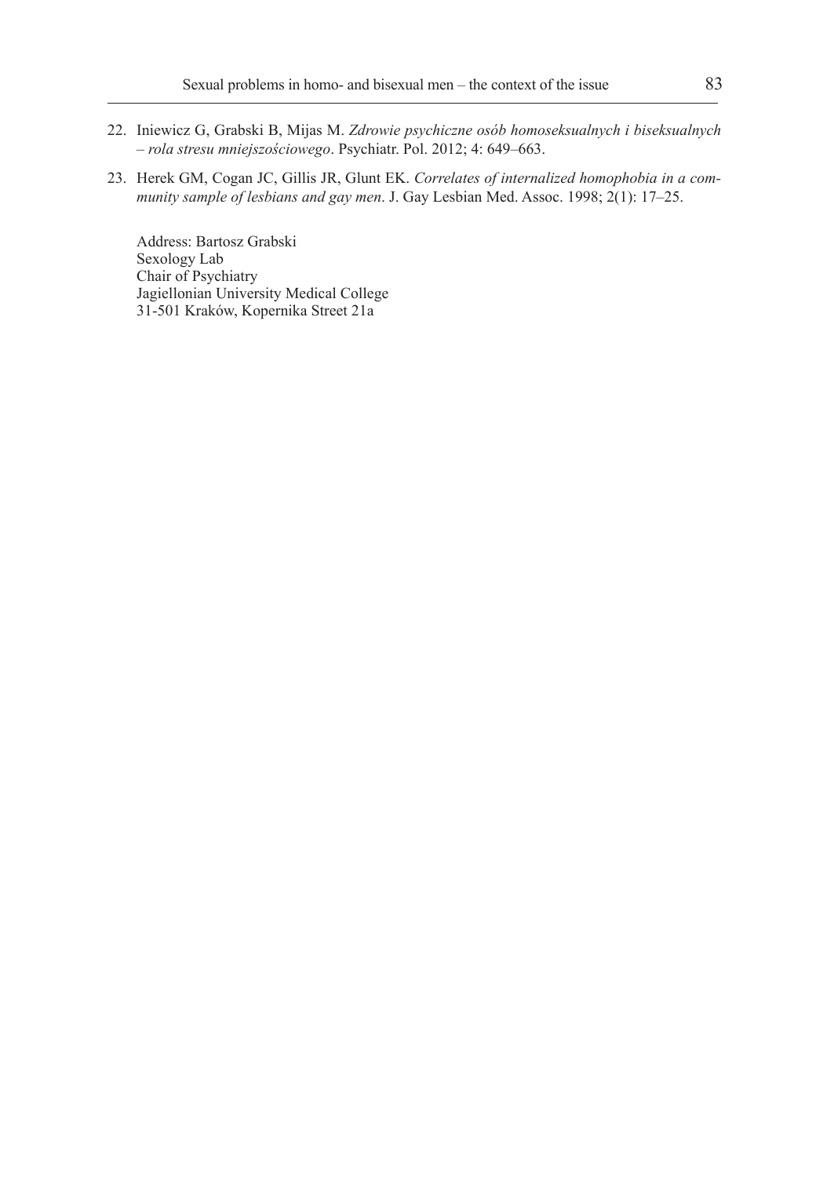22. Iniewicz G, Grabski B, Mijas M. *Zdrowie psychiczne osób homoseksualnych i biseksualnych – rola stresu mniejszościowego*. Psychiatr. Pol. 2012; 4: 649–663.

23. Herek GM, Cogan JC, Gillis JR, Glunt EK. *Correlates of internalized homophobia in a community sample of lesbians and gay men*. J. Gay Lesbian Med. Assoc. 1998; 2(1): 17–25.

Address: Bartosz Grabski
Sexology Lab
Chair of Psychiatry
Jagiellonian University Medical College
31-501 Kraków, Kopernika Street 21a